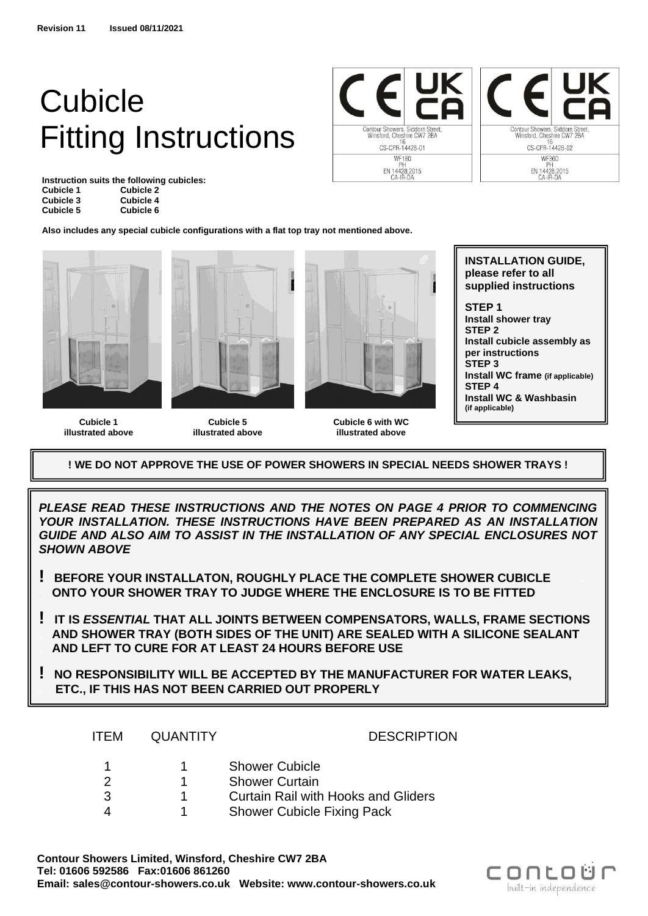**Revision 11 Issued 08/11/2021**

# Cubicle Fitting Instructions

Contour Showers, Siddorn Street, Winsford, Cheshire CW7 2BA
16
CS-CPR-14428-01
WF180
PH
EN 14428:2015
CA-IR-DA

Contour Showers, Siddorn Street, Winsford, Cheshire CW7 2BA
16
CS-CPR-14428-02
WF360
PH
EN 14428:2015
CA-IR-DA

**Instruction suits the following cubicles:**

| | |
|---|---|
| **Cubicle 1** | **Cubicle 2** |
| **Cubicle 3** | **Cubicle 4** |
| **Cubicle 5** | **Cubicle 6** |

**Also includes any special cubicle configurations with a flat top tray not mentioned above.**

**Cubicle 1 illustrated above**

**Cubicle 5 illustrated above**

**Cubicle 6 with WC illustrated above**

**INSTALLATION GUIDE, please refer to all supplied instructions**

**STEP 1**
**Install shower tray**
**STEP 2**
**Install cubicle assembly as per instructions**
**STEP 3**
**Install WC frame (if applicable)**
**STEP 4**
**Install WC & Washbasin (if applicable)**

**! WE DO NOT APPROVE THE USE OF POWER SHOWERS IN SPECIAL NEEDS SHOWER TRAYS !**

***PLEASE READ THESE INSTRUCTIONS AND THE NOTES ON PAGE 4 PRIOR TO COMMENCING YOUR INSTALLATION. THESE INSTRUCTIONS HAVE BEEN PREPARED AS AN INSTALLATION GUIDE AND ALSO AIM TO ASSIST IN THE INSTALLATION OF ANY SPECIAL ENCLOSURES NOT SHOWN ABOVE***

**! BEFORE YOUR INSTALLATON, ROUGHLY PLACE THE COMPLETE SHOWER CUBICLE ONTO YOUR SHOWER TRAY TO JUDGE WHERE THE ENCLOSURE IS TO BE FITTED**

**! IT IS *ESSENTIAL* THAT ALL JOINTS BETWEEN COMPENSATORS, WALLS, FRAME SECTIONS AND SHOWER TRAY (BOTH SIDES OF THE UNIT) ARE SEALED WITH A SILICONE SEALANT AND LEFT TO CURE FOR AT LEAST 24 HOURS BEFORE USE**

**! NO RESPONSIBILITY WILL BE ACCEPTED BY THE MANUFACTURER FOR WATER LEAKS, ETC., IF THIS HAS NOT BEEN CARRIED OUT PROPERLY**

| ITEM | QUANTITY | DESCRIPTION |
|---|---|---|
| 1 | 1 | Shower Cubicle |
| 2 | 1 | Shower Curtain |
| 3 | 1 | Curtain Rail with Hooks and Gliders |
| 4 | 1 | Shower Cubicle Fixing Pack |

**Contour Showers Limited, Winsford, Cheshire CW7 2BA**
**Tel: 01606 592586 Fax:01606 861260**
**Email: sales@contour-showers.co.uk Website: www.contour-showers.co.uk**

contour built-in independence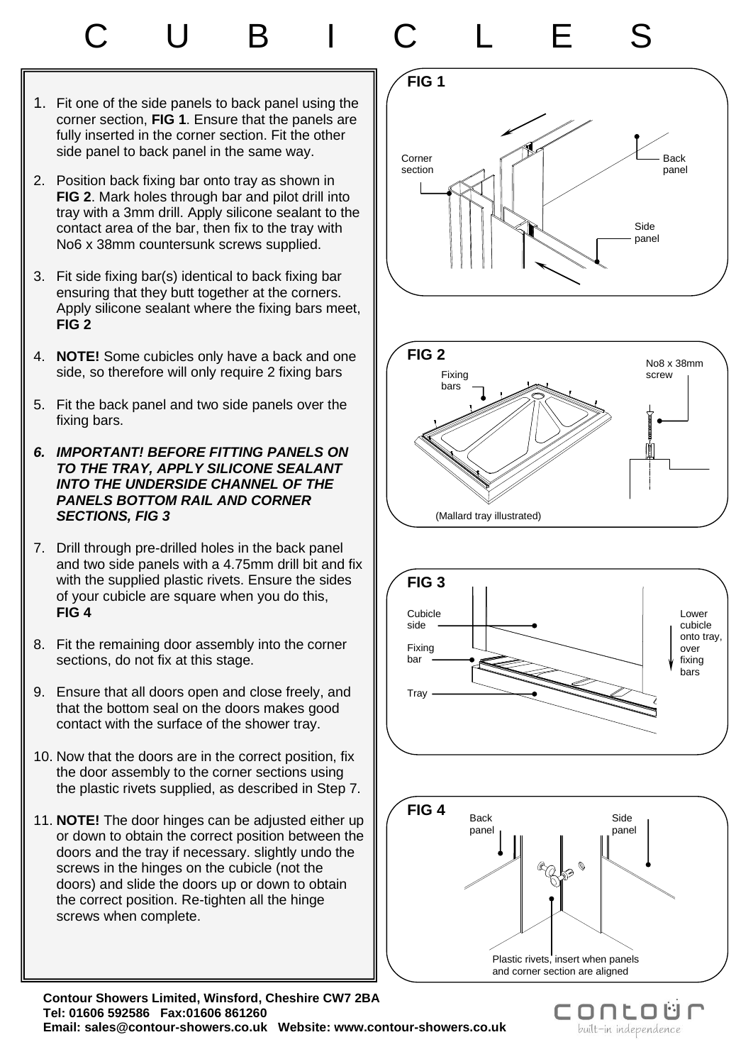# C U B I C L E S

1. Fit one of the side panels to back panel using the corner section, **FIG 1**. Ensure that the panels are fully inserted in the corner section. Fit the other side panel to back panel in the same way.
2. Position back fixing bar onto tray as shown in **FIG 2**. Mark holes through bar and pilot drill into tray with a 3mm drill. Apply silicone sealant to the contact area of the bar, then fix to the tray with No6 x 38mm countersunk screws supplied.
3. Fit side fixing bar(s) identical to back fixing bar ensuring that they butt together at the corners. Apply silicone sealant where the fixing bars meet, **FIG 2**
4. **NOTE!** Some cubicles only have a back and one side, so therefore will only require 2 fixing bars
5. Fit the back panel and two side panels over the fixing bars.
6. ***IMPORTANT! BEFORE FITTING PANELS ON TO THE TRAY, APPLY SILICONE SEALANT INTO THE UNDERSIDE CHANNEL OF THE PANELS BOTTOM RAIL AND CORNER SECTIONS, FIG 3***
7. Drill through pre-drilled holes in the back panel and two side panels with a 4.75mm drill bit and fix with the supplied plastic rivets. Ensure the sides of your cubicle are square when you do this, **FIG 4**
8. Fit the remaining door assembly into the corner sections, do not fix at this stage.
9. Ensure that all doors open and close freely, and that the bottom seal on the doors makes good contact with the surface of the shower tray.
10. Now that the doors are in the correct position, fix the door assembly to the corner sections using the plastic rivets supplied, as described in Step 7.
11. **NOTE!** The door hinges can be adjusted either up or down to obtain the correct position between the doors and the tray if necessary. slightly undo the screws in the hinges on the cubicle (not the doors) and slide the doors up or down to obtain the correct position. Re-tighten all the hinge screws when complete.

**FIG 1**

Corner section | Back panel | Side panel

**FIG 2**

Fixing bars | No8 x 38mm screw

(Mallard tray illustrated)

**FIG 3**

Cubicle side | Fixing bar | Tray | Lower cubicle onto tray, over fixing bars

**FIG 4**

Back panel | Side panel

Plastic rivets, insert when panels and corner section are aligned

**Contour Showers Limited, Winsford, Cheshire CW7 2BA**
**Tel: 01606 592586 Fax:01606 861260**
**Email: sales@contour-showers.co.uk Website: www.contour-showers.co.uk**

contour
built-in independence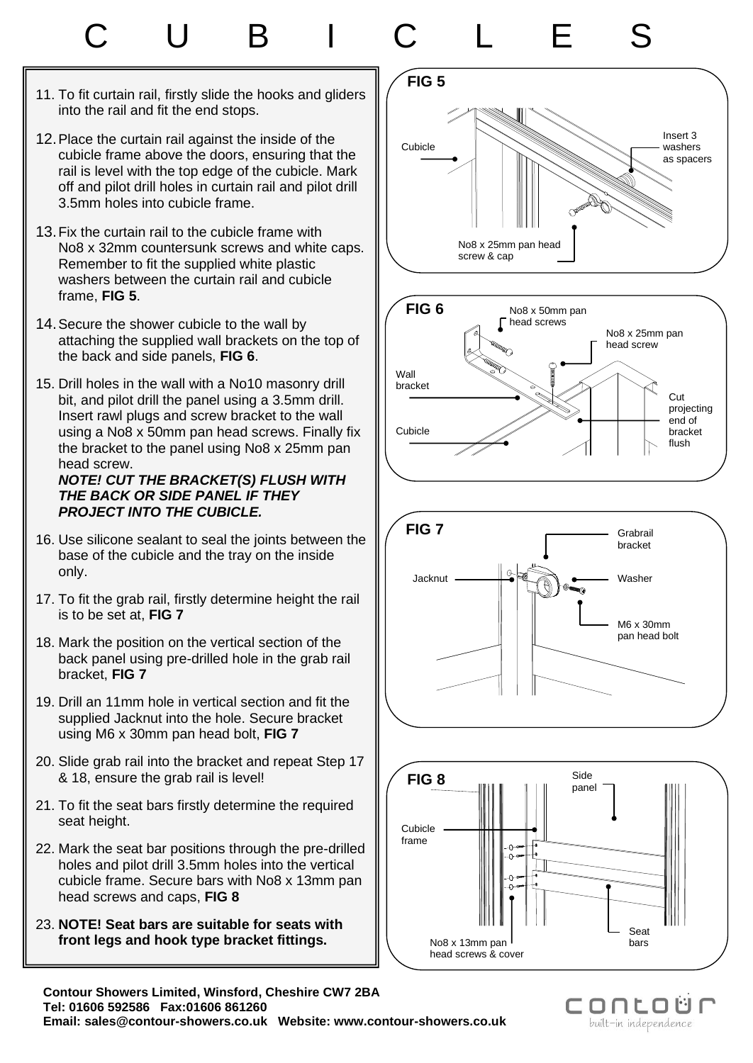# C U B I C L E S

11. To fit curtain rail, firstly slide the hooks and gliders into the rail and fit the end stops.

12. Place the curtain rail against the inside of the cubicle frame above the doors, ensuring that the rail is level with the top edge of the cubicle. Mark off and pilot drill holes in curtain rail and pilot drill 3.5mm holes into cubicle frame.

13. Fix the curtain rail to the cubicle frame with No8 x 32mm countersunk screws and white caps. Remember to fit the supplied white plastic washers between the curtain rail and cubicle frame, **FIG 5**.

14. Secure the shower cubicle to the wall by attaching the supplied wall brackets on the top of the back and side panels, **FIG 6**.

15. Drill holes in the wall with a No10 masonry drill bit, and pilot drill the panel using a 3.5mm drill. Insert rawl plugs and screw bracket to the wall using a No8 x 50mm pan head screws. Finally fix the bracket to the panel using No8 x 25mm pan head screw.
    ***NOTE! CUT THE BRACKET(S) FLUSH WITH THE BACK OR SIDE PANEL IF THEY PROJECT INTO THE CUBICLE.***

16. Use silicone sealant to seal the joints between the base of the cubicle and the tray on the inside only.

17. To fit the grab rail, firstly determine height the rail is to be set at, **FIG 7**

18. Mark the position on the vertical section of the back panel using pre-drilled hole in the grab rail bracket, **FIG 7**

19. Drill an 11mm hole in vertical section and fit the supplied Jacknut into the hole. Secure bracket using M6 x 30mm pan head bolt, **FIG 7**

20. Slide grab rail into the bracket and repeat Step 17 & 18, ensure the grab rail is level!

21. To fit the seat bars firstly determine the required seat height.

22. Mark the seat bar positions through the pre-drilled holes and pilot drill 3.5mm holes into the vertical cubicle frame. Secure bars with No8 x 13mm pan head screws and caps, **FIG 8**

23. **NOTE! Seat bars are suitable for seats with front legs and hook type bracket fittings.**

**FIG 5**

Cubicle; Insert 3 washers as spacers; No8 x 25mm pan head screw & cap

**FIG 6**

No8 x 50mm pan head screws; No8 x 25mm pan head screw; Wall bracket; Cubicle; Cut projecting end of bracket flush

**FIG 7**

Grabrail bracket; Jacknut; Washer; M6 x 30mm pan head bolt

**FIG 8**

Side panel; Cubicle frame; Seat bars; No8 x 13mm pan head screws & cover

**Contour Showers Limited, Winsford, Cheshire CW7 2BA**
**Tel: 01606 592586 Fax:01606 861260**
**Email: sales@contour-showers.co.uk Website: www.contour-showers.co.uk**

contour built-in independence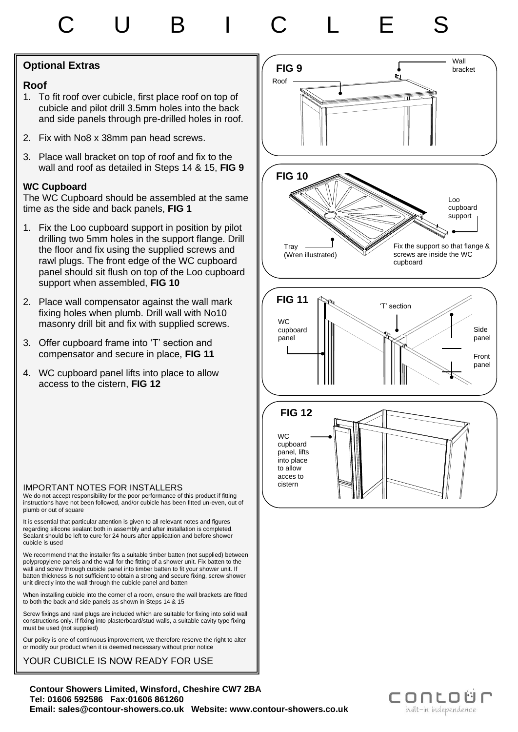# C U B I C L E S

## Optional Extras

### Roof

1. To fit roof over cubicle, first place roof on top of cubicle and pilot drill 3.5mm holes into the back and side panels through pre-drilled holes in roof.
2. Fix with No8 x 38mm pan head screws.
3. Place wall bracket on top of roof and fix to the wall and roof as detailed in Steps 14 & 15, **FIG 9**

### WC Cupboard

The WC Cupboard should be assembled at the same time as the side and back panels, **FIG 1**

1. Fix the Loo cupboard support in position by pilot drilling two 5mm holes in the support flange. Drill the floor and fix using the supplied screws and rawl plugs. The front edge of the WC cupboard panel should sit flush on top of the Loo cupboard support when assembled, **FIG 10**
2. Place wall compensator against the wall mark fixing holes when plumb. Drill wall with No10 masonry drill bit and fix with supplied screws.
3. Offer cupboard frame into 'T' section and compensator and secure in place, **FIG 11**
4. WC cupboard panel lifts into place to allow access to the cistern, **FIG 12**

IMPORTANT NOTES FOR INSTALLERS

We do not accept responsibility for the poor performance of this product if fitting instructions have not been followed, and/or cubicle has been fitted un-even, out of plumb or out of square

It is essential that particular attention is given to all relevant notes and figures regarding silicone sealant both in assembly and after installation is completed. Sealant should be left to cure for 24 hours after application and before shower cubicle is used

We recommend that the installer fits a suitable timber batten (not supplied) between polypropylene panels and the wall for the fitting of a shower unit. Fix batten to the wall and screw through cubicle panel into timber batten to fit your shower unit. If batten thickness is not sufficient to obtain a strong and secure fixing, screw shower unit directly into the wall through the cubicle panel and batten

When installing cubicle into the corner of a room, ensure the wall brackets are fitted to both the back and side panels as shown in Steps 14 & 15

Screw fixings and rawl plugs are included which are suitable for fixing into solid wall constructions only. If fixing into plasterboard/stud walls, a suitable cavity type fixing must be used (not supplied)

Our policy is one of continuous improvement, we therefore reserve the right to alter or modify our product when it is deemed necessary without prior notice

YOUR CUBICLE IS NOW READY FOR USE

**FIG 9**

Roof

Wall bracket

**FIG 10**

Loo cupboard support

Tray (Wren illustrated)

Fix the support so that flange & screws are inside the WC cupboard

**FIG 11**

'T' section

WC cupboard panel

Side panel

Front panel

**FIG 12**

WC cupboard panel, lifts into place to allow acces to cistern

**Contour Showers Limited, Winsford, Cheshire CW7 2BA**
**Tel: 01606 592586 Fax:01606 861260**
**Email: sales@contour-showers.co.uk Website: www.contour-showers.co.uk**

contour built-in independence